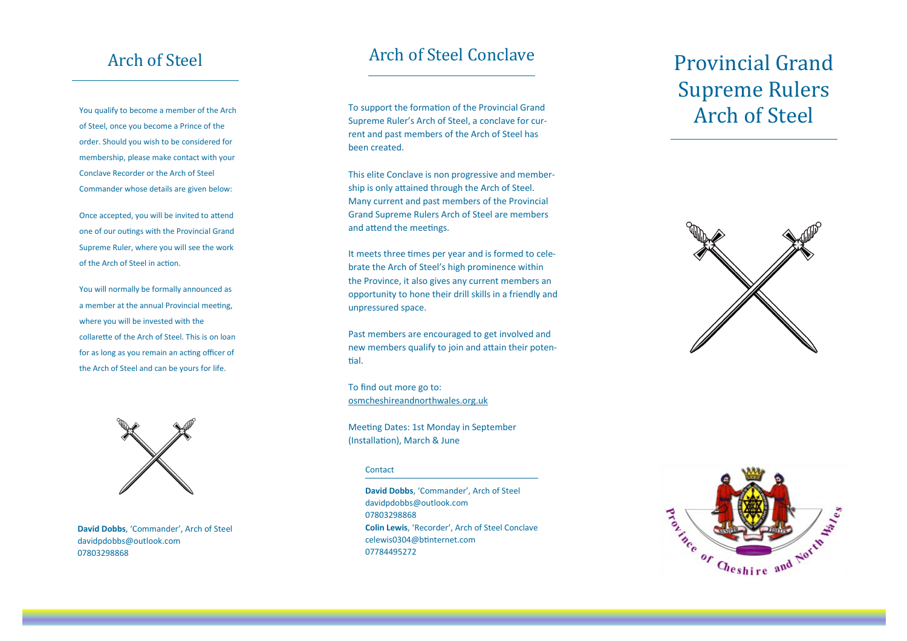# Arch of Steel

You qualify to become a member of the Arch of Steel, once you become a Prince of the order. Should you wish to be considered for membership, please make contact with your Conclave Recorder or the Arch of Steel Commander whose details are given below:

Once accepted, you will be invited to attend one of our outings with the Provincial Grand Supreme Ruler, where you will see the work of the Arch of Steel in action.

You will normally be formally announced as a member at the annual Provincial meeting, where you will be invested with the collarette of the Arch of Steel. This is on loan for as long as you remain an acting officer of the Arch of Steel and can be yours for life.

**David Dobbs**, 'Commander', Arch of Steel
davidpdobbs@outlook.com
07803298868

# Arch of Steel Conclave

To support the formation of the Provincial Grand Supreme Ruler's Arch of Steel, a conclave for current and past members of the Arch of Steel has been created.

This elite Conclave is non progressive and membership is only attained through the Arch of Steel. Many current and past members of the Provincial Grand Supreme Rulers Arch of Steel are members and attend the meetings.

It meets three times per year and is formed to celebrate the Arch of Steel's high prominence within the Province, it also gives any current members an opportunity to hone their drill skills in a friendly and unpressured space.

Past members are encouraged to get involved and new members qualify to join and attain their potential.

To find out more go to:
osmcheshireandnorthwales.org.uk

Meeting Dates: 1st Monday in September (Installation), March & June

Contact

**David Dobbs**, 'Commander', Arch of Steel
davidpdobbs@outlook.com
07803298868
**Colin Lewis**, 'Recorder', Arch of Steel Conclave
celewis0304@btinternet.com
07784495272

# Provincial Grand Supreme Rulers Arch of Steel

Province of Cheshire and North Wales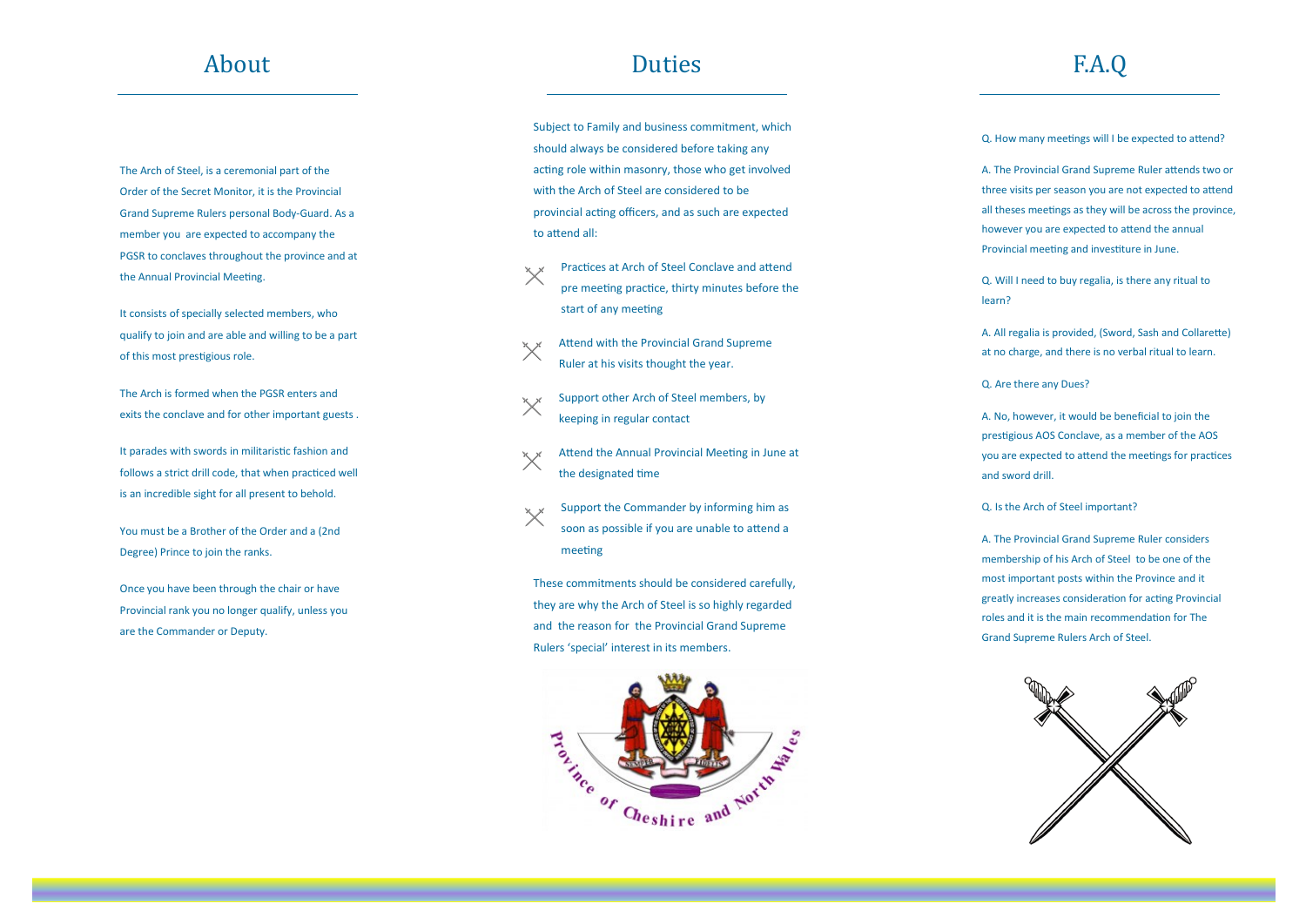## About

The Arch of Steel, is a ceremonial part of the Order of the Secret Monitor, it is the Provincial Grand Supreme Rulers personal Body-Guard. As a member you are expected to accompany the PGSR to conclaves throughout the province and at the Annual Provincial Meeting.

It consists of specially selected members, who qualify to join and are able and willing to be a part of this most prestigious role.

The Arch is formed when the PGSR enters and exits the conclave and for other important guests .

It parades with swords in militaristic fashion and follows a strict drill code, that when practiced well is an incredible sight for all present to behold.

You must be a Brother of the Order and a (2nd Degree) Prince to join the ranks.

Once you have been through the chair or have Provincial rank you no longer qualify, unless you are the Commander or Deputy.

## Duties

Subject to Family and business commitment, which should always be considered before taking any acting role within masonry, those who get involved with the Arch of Steel are considered to be provincial acting officers, and as such are expected to attend all:

- Practices at Arch of Steel Conclave and attend pre meeting practice, thirty minutes before the start of any meeting
- Attend with the Provincial Grand Supreme Ruler at his visits thought the year.
- Support other Arch of Steel members, by keeping in regular contact
- Attend the Annual Provincial Meeting in June at the designated time
- Support the Commander by informing him as soon as possible if you are unable to attend a meeting

These commitments should be considered carefully, they are why the Arch of Steel is so highly regarded and the reason for the Provincial Grand Supreme Rulers 'special' interest in its members.

Province of Cheshire and North Wales

SEMPER FIDELIS

## F.A.Q

Q. How many meetings will I be expected to attend?

A. The Provincial Grand Supreme Ruler attends two or three visits per season you are not expected to attend all theses meetings as they will be across the province, however you are expected to attend the annual Provincial meeting and investiture in June.

Q. Will I need to buy regalia, is there any ritual to learn?

A. All regalia is provided, (Sword, Sash and Collarette) at no charge, and there is no verbal ritual to learn.

Q. Are there any Dues?

A. No, however, it would be beneficial to join the prestigious AOS Conclave, as a member of the AOS you are expected to attend the meetings for practices and sword drill.

Q. Is the Arch of Steel important?

A. The Provincial Grand Supreme Ruler considers membership of his Arch of Steel to be one of the most important posts within the Province and it greatly increases consideration for acting Provincial roles and it is the main recommendation for The Grand Supreme Rulers Arch of Steel.